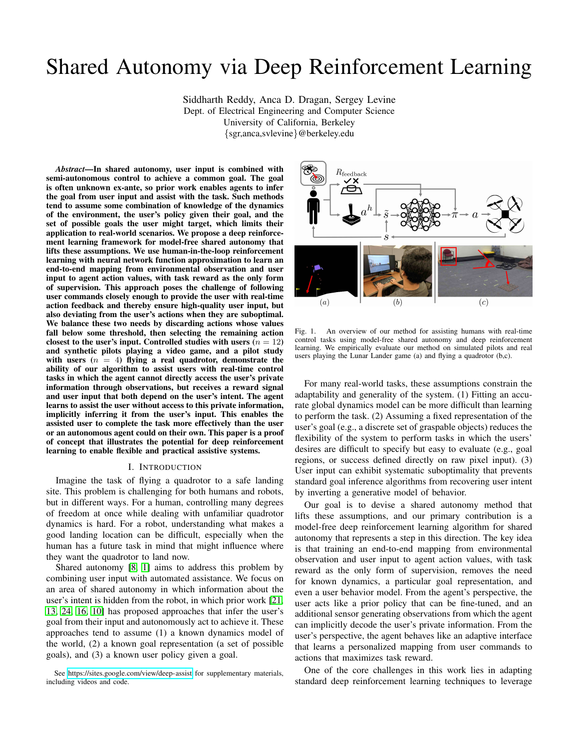# Shared Autonomy via Deep Reinforcement Learning

Siddharth Reddy, Anca D. Dragan, Sergey Levine
Dept. of Electrical Engineering and Computer Science
University of California, Berkeley
{sgr,anca,svlevine}@berkeley.edu

***Abstract*—In shared autonomy, user input is combined with semi-autonomous control to achieve a common goal. The goal is often unknown ex-ante, so prior work enables agents to infer the goal from user input and assist with the task. Such methods tend to assume some combination of knowledge of the dynamics of the environment, the user's policy given their goal, and the set of possible goals the user might target, which limits their application to real-world scenarios. We propose a deep reinforcement learning framework for model-free shared autonomy that lifts these assumptions. We use human-in-the-loop reinforcement learning with neural network function approximation to learn an end-to-end mapping from environmental observation and user input to agent action values, with task reward as the only form of supervision. This approach poses the challenge of following user commands closely enough to provide the user with real-time action feedback and thereby ensure high-quality user input, but also deviating from the user's actions when they are suboptimal. We balance these two needs by discarding actions whose values fall below some threshold, then selecting the remaining action closest to the user's input. Controlled studies with users ($n = 12$) and synthetic pilots playing a video game, and a pilot study with users ($n = 4$) flying a real quadrotor, demonstrate the ability of our algorithm to assist users with real-time control tasks in which the agent cannot directly access the user's private information through observations, but receives a reward signal and user input that both depend on the user's intent. The agent learns to assist the user without access to this private information, implicitly inferring it from the user's input. This enables the assisted user to complete the task more effectively than the user or an autonomous agent could on their own. This paper is a proof of concept that illustrates the potential for deep reinforcement learning to enable flexible and practical assistive systems.**

## I. Introduction

Imagine the task of flying a quadrotor to a safe landing site. This problem is challenging for both humans and robots, but in different ways. For a human, controlling many degrees of freedom at once while dealing with unfamiliar quadrotor dynamics is hard. For a robot, understanding what makes a good landing location can be difficult, especially when the human has a future task in mind that might influence where they want the quadrotor to land now.

Shared autonomy [8, 1] aims to address this problem by combining user input with automated assistance. We focus on an area of shared autonomy in which information about the user's intent is hidden from the robot, in which prior work [21, 13, 24, 16, 10] has proposed approaches that infer the user's goal from their input and autonomously act to achieve it. These approaches tend to assume (1) a known dynamics model of the world, (2) a known goal representation (a set of possible goals), and (3) a known user policy given a goal.

See https://sites.google.com/view/deep-assist for supplementary materials, including videos and code.

Fig. 1. An overview of our method for assisting humans with real-time control tasks using model-free shared autonomy and deep reinforcement learning. We empirically evaluate our method on simulated pilots and real users playing the Lunar Lander game (a) and flying a quadrotor (b,c).

For many real-world tasks, these assumptions constrain the adaptability and generality of the system. (1) Fitting an accurate global dynamics model can be more difficult than learning to perform the task. (2) Assuming a fixed representation of the user's goal (e.g., a discrete set of graspable objects) reduces the flexibility of the system to perform tasks in which the users' desires are difficult to specify but easy to evaluate (e.g., goal regions, or success defined directly on raw pixel input). (3) User input can exhibit systematic suboptimality that prevents standard goal inference algorithms from recovering user intent by inverting a generative model of behavior.

Our goal is to devise a shared autonomy method that lifts these assumptions, and our primary contribution is a model-free deep reinforcement learning algorithm for shared autonomy that represents a step in this direction. The key idea is that training an end-to-end mapping from environmental observation and user input to agent action values, with task reward as the only form of supervision, removes the need for known dynamics, a particular goal representation, and even a user behavior model. From the agent's perspective, the user acts like a prior policy that can be fine-tuned, and an additional sensor generating observations from which the agent can implicitly decode the user's private information. From the user's perspective, the agent behaves like an adaptive interface that learns a personalized mapping from user commands to actions that maximizes task reward.

One of the core challenges in this work lies in adapting standard deep reinforcement learning techniques to leverage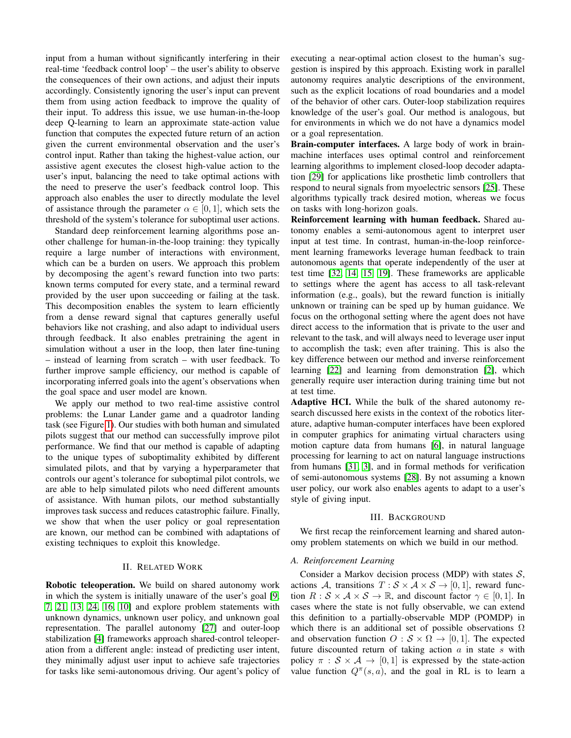input from a human without significantly interfering in their real-time 'feedback control loop' – the user's ability to observe the consequences of their own actions, and adjust their inputs accordingly. Consistently ignoring the user's input can prevent them from using action feedback to improve the quality of their input. To address this issue, we use human-in-the-loop deep Q-learning to learn an approximate state-action value function that computes the expected future return of an action given the current environmental observation and the user's control input. Rather than taking the highest-value action, our assistive agent executes the closest high-value action to the user's input, balancing the need to take optimal actions with the need to preserve the user's feedback control loop. This approach also enables the user to directly modulate the level of assistance through the parameter $\alpha \in [0, 1]$, which sets the threshold of the system's tolerance for suboptimal user actions.

Standard deep reinforcement learning algorithms pose another challenge for human-in-the-loop training: they typically require a large number of interactions with environment, which can be a burden on users. We approach this problem by decomposing the agent's reward function into two parts: known terms computed for every state, and a terminal reward provided by the user upon succeeding or failing at the task. This decomposition enables the system to learn efficiently from a dense reward signal that captures generally useful behaviors like not crashing, and also adapt to individual users through feedback. It also enables pretraining the agent in simulation without a user in the loop, then later fine-tuning – instead of learning from scratch – with user feedback. To further improve sample efficiency, our method is capable of incorporating inferred goals into the agent's observations when the goal space and user model are known.

We apply our method to two real-time assistive control problems: the Lunar Lander game and a quadrotor landing task (see Figure 1). Our studies with both human and simulated pilots suggest that our method can successfully improve pilot performance. We find that our method is capable of adapting to the unique types of suboptimality exhibited by different simulated pilots, and that by varying a hyperparameter that controls our agent's tolerance for suboptimal pilot controls, we are able to help simulated pilots who need different amounts of assistance. With human pilots, our method substantially improves task success and reduces catastrophic failure. Finally, we show that when the user policy or goal representation are known, our method can be combined with adaptations of existing techniques to exploit this knowledge.

## II. Related Work

**Robotic teleoperation.** We build on shared autonomy work in which the system is initially unaware of the user's goal [9, 7, 21, 13, 24, 16, 10] and explore problem statements with unknown dynamics, unknown user policy, and unknown goal representation. The parallel autonomy [27] and outer-loop stabilization [4] frameworks approach shared-control teleoperation from a different angle: instead of predicting user intent, they minimally adjust user input to achieve safe trajectories for tasks like semi-autonomous driving. Our agent's policy of executing a near-optimal action closest to the human's suggestion is inspired by this approach. Existing work in parallel autonomy requires analytic descriptions of the environment, such as the explicit locations of road boundaries and a model of the behavior of other cars. Outer-loop stabilization requires knowledge of the user's goal. Our method is analogous, but for environments in which we do not have a dynamics model or a goal representation.

**Brain-computer interfaces.** A large body of work in brain-machine interfaces uses optimal control and reinforcement learning algorithms to implement closed-loop decoder adaptation [29] for applications like prosthetic limb controllers that respond to neural signals from myoelectric sensors [25]. These algorithms typically track desired motion, whereas we focus on tasks with long-horizon goals.

**Reinforcement learning with human feedback.** Shared autonomy enables a semi-autonomous agent to interpret user input at test time. In contrast, human-in-the-loop reinforcement learning frameworks leverage human feedback to train autonomous agents that operate independently of the user at test time [32, 14, 15, 19]. These frameworks are applicable to settings where the agent has access to all task-relevant information (e.g., goals), but the reward function is initially unknown or training can be sped up by human guidance. We focus on the orthogonal setting where the agent does not have direct access to the information that is private to the user and relevant to the task, and will always need to leverage user input to accomplish the task; even after training. This is also the key difference between our method and inverse reinforcement learning [22] and learning from demonstration [2], which generally require user interaction during training time but not at test time.

**Adaptive HCI.** While the bulk of the shared autonomy research discussed here exists in the context of the robotics literature, adaptive human-computer interfaces have been explored in computer graphics for animating virtual characters using motion capture data from humans [6], in natural language processing for learning to act on natural language instructions from humans [31, 3], and in formal methods for verification of semi-autonomous systems [28]. By not assuming a known user policy, our work also enables agents to adapt to a user's style of giving input.

## III. Background

We first recap the reinforcement learning and shared autonomy problem statements on which we build in our method.

### A. Reinforcement Learning

Consider a Markov decision process (MDP) with states $\mathcal{S}$, actions $\mathcal{A}$, transitions $T : \mathcal{S} \times \mathcal{A} \times \mathcal{S} \rightarrow [0, 1]$, reward function $R : \mathcal{S} \times \mathcal{A} \times \mathcal{S} \rightarrow \mathbb{R}$, and discount factor $\gamma \in [0, 1]$. In cases where the state is not fully observable, we can extend this definition to a partially-observable MDP (POMDP) in which there is an additional set of possible observations $\Omega$ and observation function $O : \mathcal{S} \times \Omega \rightarrow [0, 1]$. The expected future discounted return of taking action $a$ in state $s$ with policy $\pi : \mathcal{S} \times \mathcal{A} \rightarrow [0, 1]$ is expressed by the state-action value function $Q^{\pi}(s, a)$, and the goal in RL is to learn a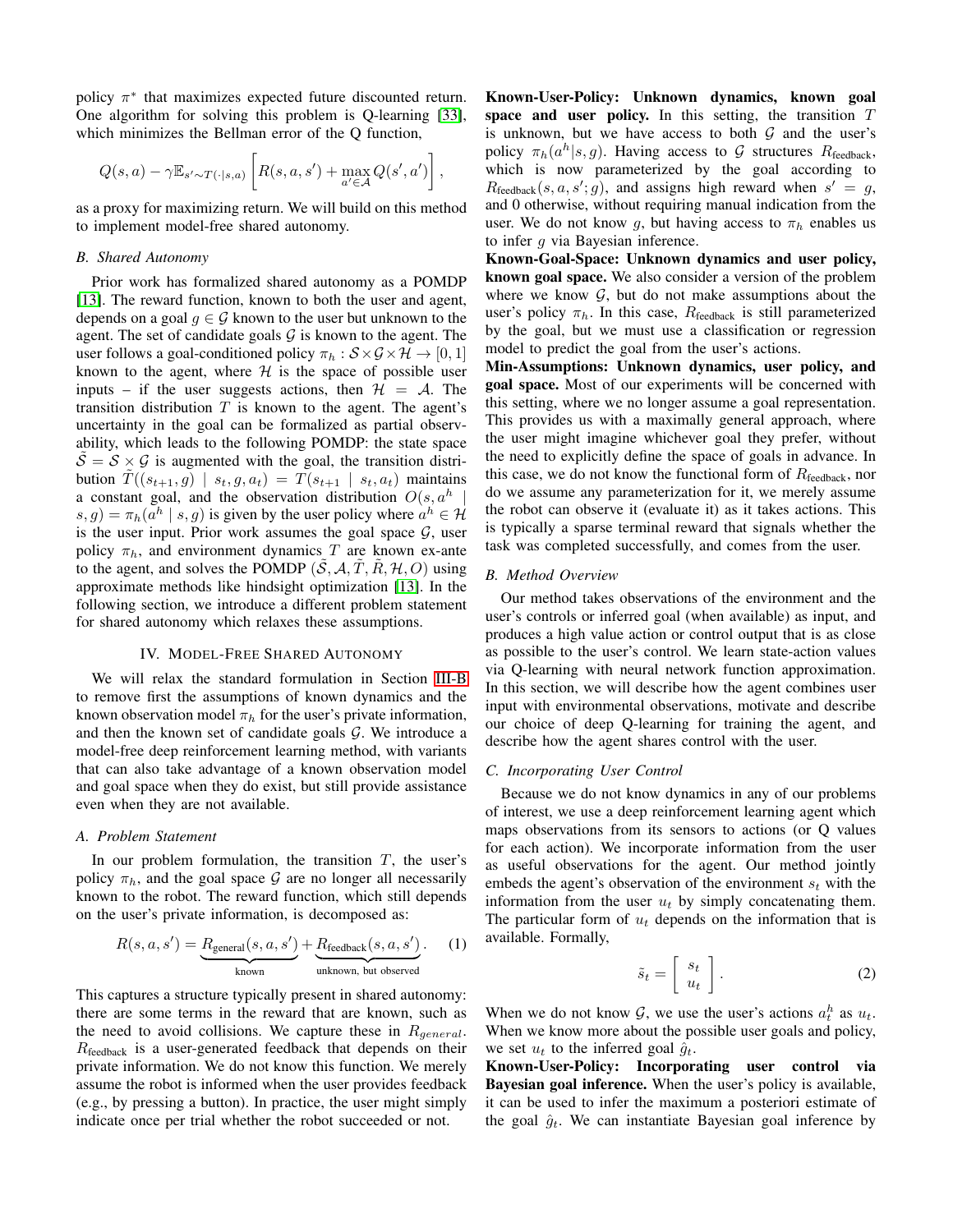policy $\pi^*$ that maximizes expected future discounted return. One algorithm for solving this problem is Q-learning [33], which minimizes the Bellman error of the Q function,

$$Q(s, a) - \gamma \mathbb{E}_{s' \sim T(\cdot|s,a)} \left[ R(s, a, s') + \max_{a' \in \mathcal{A}} Q(s', a') \right],$$

as a proxy for maximizing return. We will build on this method to implement model-free shared autonomy.

### B. Shared Autonomy

Prior work has formalized shared autonomy as a POMDP [13]. The reward function, known to both the user and agent, depends on a goal $g \in \mathcal{G}$ known to the user but unknown to the agent. The set of candidate goals $\mathcal{G}$ is known to the agent. The user follows a goal-conditioned policy $\pi_h : \mathcal{S} \times \mathcal{G} \times \mathcal{H} \to [0, 1]$ known to the agent, where $\mathcal{H}$ is the space of possible user inputs – if the user suggests actions, then $\mathcal{H} = \mathcal{A}$. The transition distribution $T$ is known to the agent. The agent's uncertainty in the goal can be formalized as partial observability, which leads to the following POMDP: the state space $\tilde{\mathcal{S}} = \mathcal{S} \times \mathcal{G}$ is augmented with the goal, the transition distribution $\tilde{T}((s_{t+1}, g) \mid s_t, g, a_t) = T(s_{t+1} \mid s_t, a_t)$ maintains a constant goal, and the observation distribution $O(s, a^h \mid s, g) = \pi_h(a^h \mid s, g)$ is given by the user policy where $a^h \in \mathcal{H}$ is the user input. Prior work assumes the goal space $\mathcal{G}$, user policy $\pi_h$, and environment dynamics $T$ are known ex-ante to the agent, and solves the POMDP $(\tilde{\mathcal{S}}, \mathcal{A}, \tilde{T}, \tilde{R}, \mathcal{H}, O)$ using approximate methods like hindsight optimization [13]. In the following section, we introduce a different problem statement for shared autonomy which relaxes these assumptions.

## IV. Model-Free Shared Autonomy

We will relax the standard formulation in Section III-B to remove first the assumptions of known dynamics and the known observation model $\pi_h$ for the user's private information, and then the known set of candidate goals $\mathcal{G}$. We introduce a model-free deep reinforcement learning method, with variants that can also take advantage of a known observation model and goal space when they do exist, but still provide assistance even when they are not available.

### A. Problem Statement

In our problem formulation, the transition $T$, the user's policy $\pi_h$, and the goal space $\mathcal{G}$ are no longer all necessarily known to the robot. The reward function, which still depends on the user's private information, is decomposed as:

$$R(s, a, s') = \underbrace{R_{\text{general}}(s, a, s')}_{\text{known}} + \underbrace{R_{\text{feedback}}(s, a, s')}_{\text{unknown, but observed}}. \quad (1)$$

This captures a structure typically present in shared autonomy: there are some terms in the reward that are known, such as the need to avoid collisions. We capture these in $R_{general}$. $R_{\text{feedback}}$ is a user-generated feedback that depends on their private information. We do not know this function. We merely assume the robot is informed when the user provides feedback (e.g., by pressing a button). In practice, the user might simply indicate once per trial whether the robot succeeded or not.

**Known-User-Policy: Unknown dynamics, known goal space and user policy.** In this setting, the transition $T$ is unknown, but we have access to both $\mathcal{G}$ and the user's policy $\pi_h(a^h|s, g)$. Having access to $\mathcal{G}$ structures $R_{\text{feedback}}$, which is now parameterized by the goal according to $R_{\text{feedback}}(s, a, s'; g)$, and assigns high reward when $s' = g$, and 0 otherwise, without requiring manual indication from the user. We do not know $g$, but having access to $\pi_h$ enables us to infer $g$ via Bayesian inference.

**Known-Goal-Space: Unknown dynamics and user policy, known goal space.** We also consider a version of the problem where we know $\mathcal{G}$, but do not make assumptions about the user's policy $\pi_h$. In this case, $R_{\text{feedback}}$ is still parameterized by the goal, but we must use a classification or regression model to predict the goal from the user's actions.

**Min-Assumptions: Unknown dynamics, user policy, and goal space.** Most of our experiments will be concerned with this setting, where we no longer assume a goal representation. This provides us with a maximally general approach, where the user might imagine whichever goal they prefer, without the need to explicitly define the space of goals in advance. In this case, we do not know the functional form of $R_{\text{feedback}}$, nor do we assume any parameterization for it, we merely assume the robot can observe it (evaluate it) as it takes actions. This is typically a sparse terminal reward that signals whether the task was completed successfully, and comes from the user.

### B. Method Overview

Our method takes observations of the environment and the user's controls or inferred goal (when available) as input, and produces a high value action or control output that is as close as possible to the user's control. We learn state-action values via Q-learning with neural network function approximation. In this section, we will describe how the agent combines user input with environmental observations, motivate and describe our choice of deep Q-learning for training the agent, and describe how the agent shares control with the user.

### C. Incorporating User Control

Because we do not know dynamics in any of our problems of interest, we use a deep reinforcement learning agent which maps observations from its sensors to actions (or Q values for each action). We incorporate information from the user as useful observations for the agent. Our method jointly embeds the agent's observation of the environment $s_t$ with the information from the user $u_t$ by simply concatenating them. The particular form of $u_t$ depends on the information that is available. Formally,

$$\tilde{s}_t = \begin{bmatrix} s_t \\ u_t \end{bmatrix}. \quad (2)$$

When we do not know $\mathcal{G}$, we use the user's actions $a_t^h$ as $u_t$. When we know more about the possible user goals and policy, we set $u_t$ to the inferred goal $\hat{g}_t$.

**Known-User-Policy: Incorporating user control via Bayesian goal inference.** When the user's policy is available, it can be used to infer the maximum a posteriori estimate of the goal $\hat{g}_t$. We can instantiate Bayesian goal inference by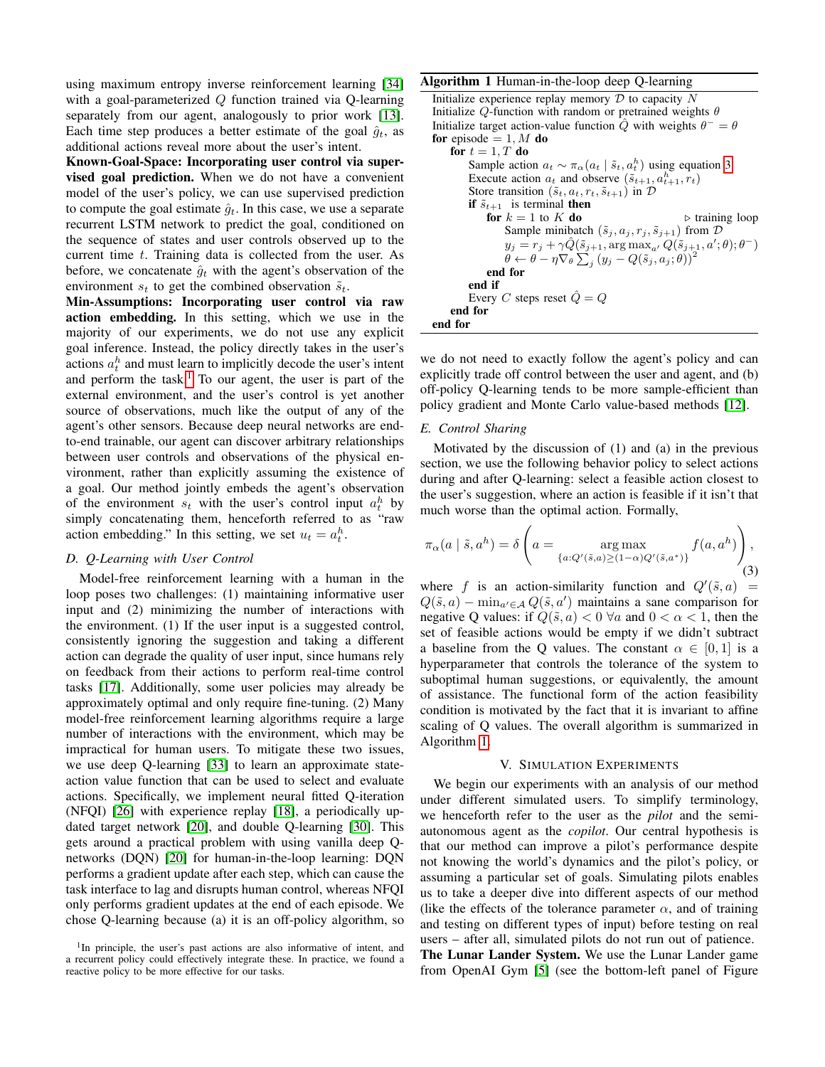using maximum entropy inverse reinforcement learning [34] with a goal-parameterized $Q$ function trained via Q-learning separately from our agent, analogously to prior work [13]. Each time step produces a better estimate of the goal $\hat{g}_t$, as additional actions reveal more about the user's intent.

**Known-Goal-Space: Incorporating user control via supervised goal prediction.** When we do not have a convenient model of the user's policy, we can use supervised prediction to compute the goal estimate $\hat{g}_t$. In this case, we use a separate recurrent LSTM network to predict the goal, conditioned on the sequence of states and user controls observed up to the current time $t$. Training data is collected from the user. As before, we concatenate $\hat{g}_t$ with the agent's observation of the environment $s_t$ to get the combined observation $\tilde{s}_t$.

**Min-Assumptions: Incorporating user control via raw action embedding.** In this setting, which we use in the majority of our experiments, we do not use any explicit goal inference. Instead, the policy directly takes in the user's actions $a_t^h$ and must learn to implicitly decode the user's intent and perform the task.[1] To our agent, the user is part of the external environment, and the user's control is yet another source of observations, much like the output of any of the agent's other sensors. Because deep neural networks are end-to-end trainable, our agent can discover arbitrary relationships between user controls and observations of the physical environment, rather than explicitly assuming the existence of a goal. Our method jointly embeds the agent's observation of the environment $s_t$ with the user's control input $a_t^h$ by simply concatenating them, henceforth referred to as "raw action embedding." In this setting, we set $u_t = a_t^h$.

### D. Q-Learning with User Control

Model-free reinforcement learning with a human in the loop poses two challenges: (1) maintaining informative user input and (2) minimizing the number of interactions with the environment. (1) If the user input is a suggested control, consistently ignoring the suggestion and taking a different action can degrade the quality of user input, since humans rely on feedback from their actions to perform real-time control tasks [17]. Additionally, some user policies may already be approximately optimal and only require fine-tuning. (2) Many model-free reinforcement learning algorithms require a large number of interactions with the environment, which may be impractical for human users. To mitigate these two issues, we use deep Q-learning [33] to learn an approximate state-action value function that can be used to select and evaluate actions. Specifically, we implement neural fitted Q-iteration (NFQI) [26] with experience replay [18], a periodically updated target network [20], and double Q-learning [30]. This gets around a practical problem with using vanilla deep Q-networks (DQN) [20] for human-in-the-loop learning: DQN performs a gradient update after each step, which can cause the task interface to lag and disrupts human control, whereas NFQI only performs gradient updates at the end of each episode. We chose Q-learning because (a) it is an off-policy algorithm, so we do not need to exactly follow the agent's policy and can explicitly trade off control between the user and agent, and (b) off-policy Q-learning tends to be more sample-efficient than policy gradient and Monte Carlo value-based methods [12].

[1] In principle, the user's past actions are also informative of intent, and a recurrent policy could effectively integrate these. In practice, we found a reactive policy to be more effective for our tasks.

**Algorithm 1** Human-in-the-loop deep Q-learning

```
Initialize experience replay memory D to capacity N
Initialize Q-function with random or pretrained weights θ
Initialize target action-value function Q̂ with weights θ⁻ = θ
for episode = 1, M do
    for t = 1, T do
        Sample action a_t ~ π_α(a_t | s̃_t, a_t^h) using equation 3
        Execute action a_t and observe (s̃_{t+1}, a_{t+1}^h, r_t)
        Store transition (s̃_t, a_t, r_t, s̃_{t+1}) in D
        if s̃_{t+1} is terminal then
            for k = 1 to K do                          ▷ training loop
                Sample minibatch (s̃_j, a_j, r_j, s̃_{j+1}) from D
                y_j = r_j + γ Q̂(s̃_{j+1}, argmax_{a'} Q(s̃_{j+1}, a'; θ); θ⁻)
                θ ← θ − η ∇_θ Σ_j (y_j − Q(s̃_j, a_j; θ))²
            end for
        end if
        Every C steps reset Q̂ = Q
    end for
end for
```

### E. Control Sharing

Motivated by the discussion of (1) and (a) in the previous section, we use the following behavior policy to select actions during and after Q-learning: select a feasible action closest to the user's suggestion, where an action is feasible if it isn't that much worse than the optimal action. Formally,

$$\pi_\alpha(a \mid \tilde{s}, a^h) = \delta\left(a = \underset{\{a : Q'(\tilde{s},a) \geq (1-\alpha) Q'(\tilde{s},a^*)\}}{\arg\max} f(a, a^h)\right), \tag{3}$$

where $f$ is an action-similarity function and $Q'(\tilde{s}, a) = Q(\tilde{s}, a) - \min_{a' \in \mathcal{A}} Q(\tilde{s}, a')$ maintains a sane comparison for negative Q values: if $Q(\tilde{s}, a) < 0 \ \forall a$ and $0 < \alpha < 1$, then the set of feasible actions would be empty if we didn't subtract a baseline from the Q values. The constant $\alpha \in [0, 1]$ is a hyperparameter that controls the tolerance of the system to suboptimal human suggestions, or equivalently, the amount of assistance. The functional form of the action feasibility condition is motivated by the fact that it is invariant to affine scaling of Q values. The overall algorithm is summarized in Algorithm 1.

## V. Simulation Experiments

We begin our experiments with an analysis of our method under different simulated users. To simplify terminology, we henceforth refer to the user as the *pilot* and the semi-autonomous agent as the *copilot*. Our central hypothesis is that our method can improve a pilot's performance despite not knowing the world's dynamics and the pilot's policy, or assuming a particular set of goals. Simulating pilots enables us to take a deeper dive into different aspects of our method (like the effects of the tolerance parameter $\alpha$, and of training and testing on different types of input) before testing on real users – after all, simulated pilots do not run out of patience.

**The Lunar Lander System.** We use the Lunar Lander game from OpenAI Gym [5] (see the bottom-left panel of Figure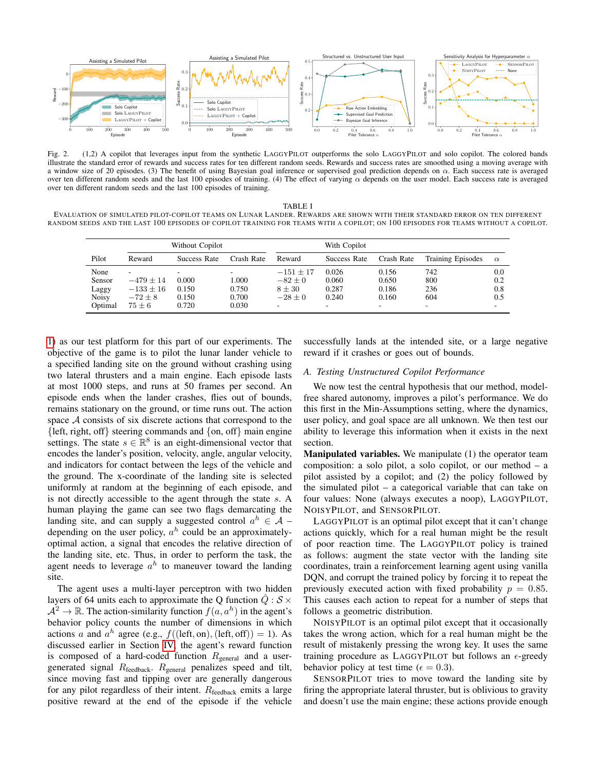Fig. 2. (1,2) A copilot that leverages input from the synthetic LaggyPilot outperforms the solo LaggyPilot and solo copilot. The colored bands illustrate the standard error of rewards and success rates for ten different random seeds. Rewards and success rates are smoothed using a moving average with a window size of 20 episodes. (3) The benefit of using Bayesian goal inference or supervised goal prediction depends on $\alpha$. Each success rate is averaged over ten different random seeds and the last 100 episodes of training. (4) The effect of varying $\alpha$ depends on the user model. Each success rate is averaged over ten different random seeds and the last 100 episodes of training.

TABLE I

Evaluation of simulated pilot-copilot teams on Lunar Lander. Rewards are shown with their standard error on ten different random seeds and the last 100 episodes of copilot training for teams with a copilot; on 100 episodes for teams without a copilot.

| | Without Copilot | | | With Copilot | | | | |
|---|---|---|---|---|---|---|---|---|
| Pilot | Reward | Success Rate | Crash Rate | Reward | Success Rate | Crash Rate | Training Episodes | $\alpha$ |
| None | - | - | - | $-151 \pm 17$ | 0.026 | 0.156 | 742 | 0.0 |
| Sensor | $-479 \pm 14$ | 0.000 | 1.000 | $-82 \pm 0$ | 0.060 | 0.650 | 800 | 0.2 |
| Laggy | $-133 \pm 16$ | 0.150 | 0.750 | $8 \pm 30$ | 0.287 | 0.186 | 236 | 0.8 |
| Noisy | $-72 \pm 8$ | 0.150 | 0.700 | $-28 \pm 0$ | 0.240 | 0.160 | 604 | 0.5 |
| Optimal | $75 \pm 6$ | 0.720 | 0.030 | - | - | - | - | - |

1) as our test platform for this part of our experiments. The objective of the game is to pilot the lunar lander vehicle to a specified landing site on the ground without crashing using two lateral thrusters and a main engine. Each episode lasts at most 1000 steps, and runs at 50 frames per second. An episode ends when the lander crashes, flies out of bounds, remains stationary on the ground, or time runs out. The action space $\mathcal{A}$ consists of six discrete actions that correspond to the {left, right, off} steering commands and {on, off} main engine settings. The state $s \in \mathbb{R}^8$ is an eight-dimensional vector that encodes the lander's position, velocity, angle, angular velocity, and indicators for contact between the legs of the vehicle and the ground. The x-coordinate of the landing site is selected uniformly at random at the beginning of each episode, and is not directly accessible to the agent through the state $s$. A human playing the game can see two flags demarcating the landing site, and can supply a suggested control $a^h \in \mathcal{A}$ – depending on the user policy, $a^h$ could be an approximately-optimal action, a signal that encodes the relative direction of the landing site, etc. Thus, in order to perform the task, the agent needs to leverage $a^h$ to maneuver toward the landing site.

The agent uses a multi-layer perceptron with two hidden layers of 64 units each to approximate the Q function $\hat{Q} : \mathcal{S} \times \mathcal{A}^2 \rightarrow \mathbb{R}$. The action-similarity function $f(a, a^h)$ in the agent's behavior policy counts the number of dimensions in which actions $a$ and $a^h$ agree (e.g., $f((\text{left}, \text{on}), (\text{left}, \text{off})) = 1$). As discussed earlier in Section IV, the agent's reward function is composed of a hard-coded function $R_{\text{general}}$ and a user-generated signal $R_{\text{feedback}}$. $R_{\text{general}}$ penalizes speed and tilt, since moving fast and tipping over are generally dangerous for any pilot regardless of their intent. $R_{\text{feedback}}$ emits a large positive reward at the end of the episode if the vehicle successfully lands at the intended site, or a large negative reward if it crashes or goes out of bounds.

### A. Testing Unstructured Copilot Performance

We now test the central hypothesis that our method, model-free shared autonomy, improves a pilot's performance. We do this first in the Min-Assumptions setting, where the dynamics, user policy, and goal space are all unknown. We then test our ability to leverage this information when it exists in the next section.

**Manipulated variables.** We manipulate (1) the operator team composition: a solo pilot, a solo copilot, or our method – a pilot assisted by a copilot; and (2) the policy followed by the simulated pilot – a categorical variable that can take on four values: None (always executes a noop), LaggyPilot, NoisyPilot, and SensorPilot.

LaggyPilot is an optimal pilot except that it can't change actions quickly, which for a real human might be the result of poor reaction time. The LaggyPilot policy is trained as follows: augment the state vector with the landing site coordinates, train a reinforcement learning agent using vanilla DQN, and corrupt the trained policy by forcing it to repeat the previously executed action with fixed probability $p = 0.85$. This causes each action to repeat for a number of steps that follows a geometric distribution.

NoisyPilot is an optimal pilot except that it occasionally takes the wrong action, which for a real human might be the result of mistakenly pressing the wrong key. It uses the same training procedure as LaggyPilot but follows an $\epsilon$-greedy behavior policy at test time ($\epsilon = 0.3$).

SensorPilot tries to move toward the landing site by firing the appropriate lateral thruster, but is oblivious to gravity and doesn't use the main engine; these actions provide enough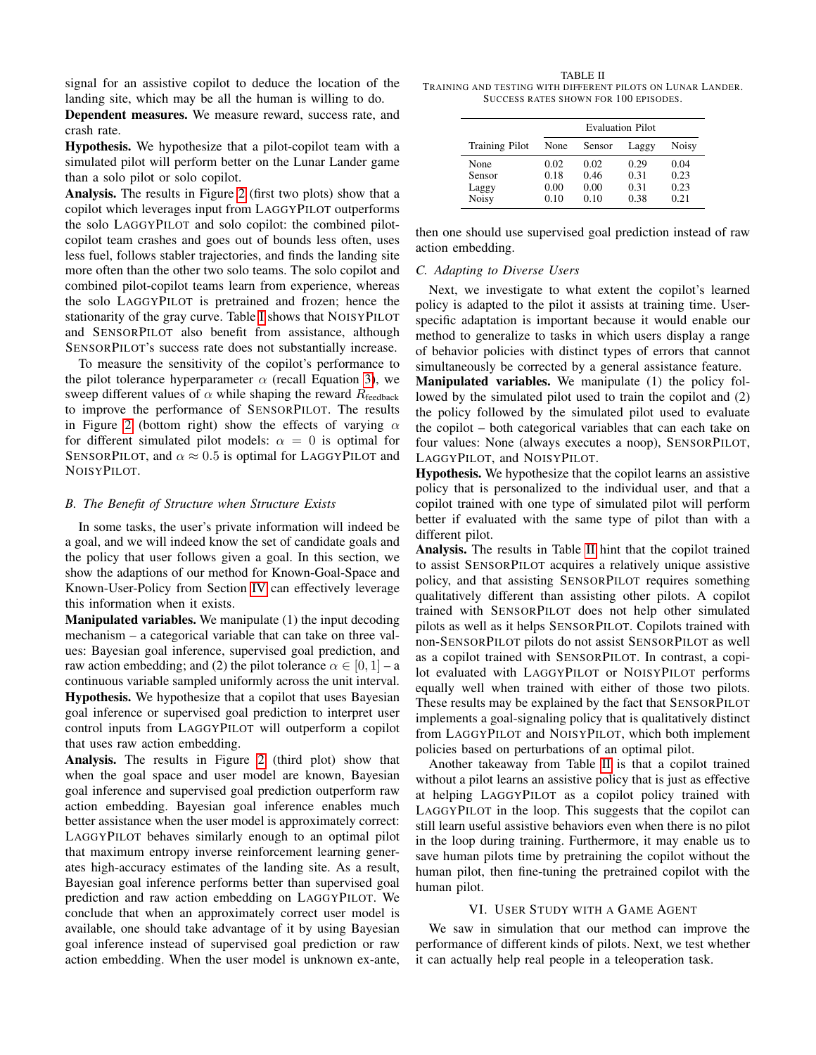signal for an assistive copilot to deduce the location of the landing site, which may be all the human is willing to do.

**Dependent measures.** We measure reward, success rate, and crash rate.

**Hypothesis.** We hypothesize that a pilot-copilot team with a simulated pilot will perform better on the Lunar Lander game than a solo pilot or solo copilot.

**Analysis.** The results in Figure 2 (first two plots) show that a copilot which leverages input from LaggyPilot outperforms the solo LaggyPilot and solo copilot: the combined pilot-copilot team crashes and goes out of bounds less often, uses less fuel, follows stabler trajectories, and finds the landing site more often than the other two solo teams. The solo copilot and combined pilot-copilot teams learn from experience, whereas the solo LaggyPilot is pretrained and frozen; hence the stationarity of the gray curve. Table I shows that NoisyPilot and SensorPilot also benefit from assistance, although SensorPilot's success rate does not substantially increase.

To measure the sensitivity of the copilot's performance to the pilot tolerance hyperparameter $\alpha$ (recall Equation 3), we sweep different values of $\alpha$ while shaping the reward $R_{\text{feedback}}$ to improve the performance of SensorPilot. The results in Figure 2 (bottom right) show the effects of varying $\alpha$ for different simulated pilot models: $\alpha = 0$ is optimal for SensorPilot, and $\alpha \approx 0.5$ is optimal for LaggyPilot and NoisyPilot.

### B. The Benefit of Structure when Structure Exists

In some tasks, the user's private information will indeed be a goal, and we will indeed know the set of candidate goals and the policy that user follows given a goal. In this section, we show the adaptions of our method for Known-Goal-Space and Known-User-Policy from Section IV can effectively leverage this information when it exists.

**Manipulated variables.** We manipulate (1) the input decoding mechanism – a categorical variable that can take on three values: Bayesian goal inference, supervised goal prediction, and raw action embedding; and (2) the pilot tolerance $\alpha \in [0, 1]$ – a continuous variable sampled uniformly across the unit interval.

**Hypothesis.** We hypothesize that a copilot that uses Bayesian goal inference or supervised goal prediction to interpret user control inputs from LaggyPilot will outperform a copilot that uses raw action embedding.

**Analysis.** The results in Figure 2 (third plot) show that when the goal space and user model are known, Bayesian goal inference and supervised goal prediction outperform raw action embedding. Bayesian goal inference enables much better assistance when the user model is approximately correct: LaggyPilot behaves similarly enough to an optimal pilot that maximum entropy inverse reinforcement learning generates high-accuracy estimates of the landing site. As a result, Bayesian goal inference performs better than supervised goal prediction and raw action embedding on LaggyPilot. We conclude that when an approximately correct user model is available, one should take advantage of it by using Bayesian goal inference instead of supervised goal prediction or raw action embedding. When the user model is unknown ex-ante, then one should use supervised goal prediction instead of raw action embedding.

TABLE II
Training and testing with different pilots on Lunar Lander. Success rates shown for 100 episodes.

| | Evaluation Pilot | | | |
|---|---|---|---|---|
| Training Pilot | None | Sensor | Laggy | Noisy |
| None | 0.02 | 0.02 | 0.29 | 0.04 |
| Sensor | 0.18 | 0.46 | 0.31 | 0.23 |
| Laggy | 0.00 | 0.00 | 0.31 | 0.23 |
| Noisy | 0.10 | 0.10 | 0.38 | 0.21 |

### C. Adapting to Diverse Users

Next, we investigate to what extent the copilot's learned policy is adapted to the pilot it assists at training time. User-specific adaptation is important because it would enable our method to generalize to tasks in which users display a range of behavior policies with distinct types of errors that cannot simultaneously be corrected by a general assistance feature.

**Manipulated variables.** We manipulate (1) the policy followed by the simulated pilot used to train the copilot and (2) the policy followed by the simulated pilot used to evaluate the copilot – both categorical variables that can each take on four values: None (always executes a noop), SensorPilot, LaggyPilot, and NoisyPilot.

**Hypothesis.** We hypothesize that the copilot learns an assistive policy that is personalized to the individual user, and that a copilot trained with one type of simulated pilot will perform better if evaluated with the same type of pilot than with a different pilot.

**Analysis.** The results in Table II hint that the copilot trained to assist SensorPilot acquires a relatively unique assistive policy, and that assisting SensorPilot requires something qualitatively different than assisting other pilots. A copilot trained with SensorPilot does not help other simulated pilots as well as it helps SensorPilot. Copilots trained with non-SensorPilot pilots do not assist SensorPilot as well as a copilot trained with SensorPilot. In contrast, a copilot evaluated with LaggyPilot or NoisyPilot performs equally well when trained with either of those two pilots. These results may be explained by the fact that SensorPilot implements a goal-signaling policy that is qualitatively distinct from LaggyPilot and NoisyPilot, which both implement policies based on perturbations of an optimal pilot.

Another takeaway from Table II is that a copilot trained without a pilot learns an assistive policy that is just as effective at helping LaggyPilot as a copilot policy trained with LaggyPilot in the loop. This suggests that the copilot can still learn useful assistive behaviors even when there is no pilot in the loop during training. Furthermore, it may enable us to save human pilots time by pretraining the copilot without the human pilot, then fine-tuning the pretrained copilot with the human pilot.

## VI. User Study with a Game Agent

We saw in simulation that our method can improve the performance of different kinds of pilots. Next, we test whether it can actually help real people in a teleoperation task.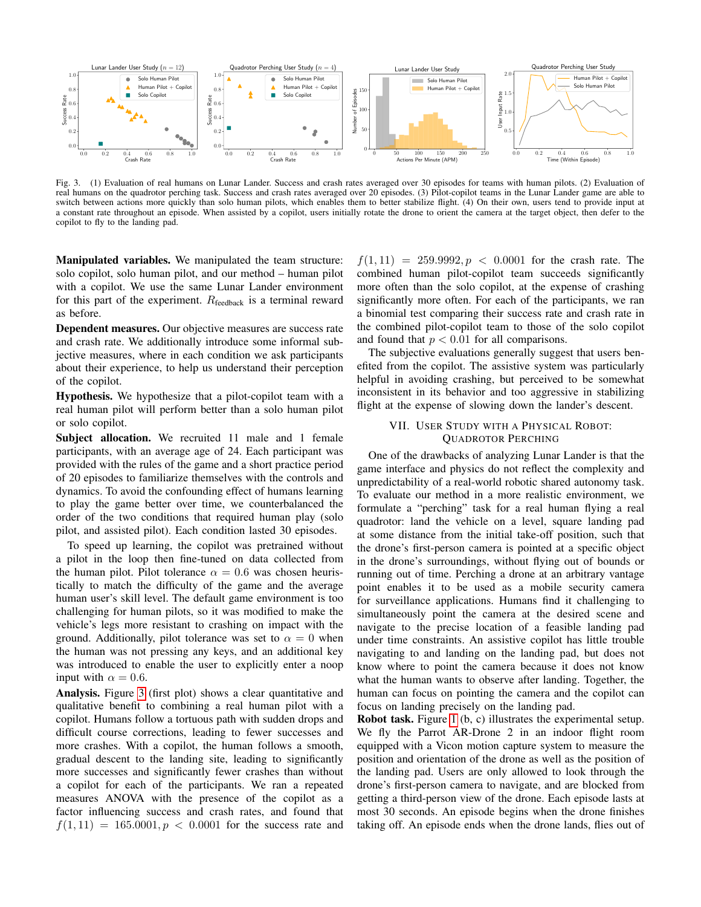Fig. 3. (1) Evaluation of real humans on Lunar Lander. Success and crash rates averaged over 30 episodes for teams with human pilots. (2) Evaluation of real humans on the quadrotor perching task. Success and crash rates averaged over 20 episodes. (3) Pilot-copilot teams in the Lunar Lander game are able to switch between actions more quickly than solo human pilots, which enables them to better stabilize flight. (4) On their own, users tend to provide input at a constant rate throughout an episode. When assisted by a copilot, users initially rotate the drone to orient the camera at the target object, then defer to the copilot to fly to the landing pad.

**Manipulated variables.** We manipulated the team structure: solo copilot, solo human pilot, and our method – human pilot with a copilot. We use the same Lunar Lander environment for this part of the experiment. $R_{\text{feedback}}$ is a terminal reward as before.

**Dependent measures.** Our objective measures are success rate and crash rate. We additionally introduce some informal subjective measures, where in each condition we ask participants about their experience, to help us understand their perception of the copilot.

**Hypothesis.** We hypothesize that a pilot-copilot team with a real human pilot will perform better than a solo human pilot or solo copilot.

**Subject allocation.** We recruited 11 male and 1 female participants, with an average age of 24. Each participant was provided with the rules of the game and a short practice period of 20 episodes to familiarize themselves with the controls and dynamics. To avoid the confounding effect of humans learning to play the game better over time, we counterbalanced the order of the two conditions that required human play (solo pilot, and assisted pilot). Each condition lasted 30 episodes.

To speed up learning, the copilot was pretrained without a pilot in the loop then fine-tuned on data collected from the human pilot. Pilot tolerance $\alpha = 0.6$ was chosen heuristically to match the difficulty of the game and the average human user's skill level. The default game environment is too challenging for human pilots, so it was modified to make the vehicle's legs more resistant to crashing on impact with the ground. Additionally, pilot tolerance was set to $\alpha = 0$ when the human was not pressing any keys, and an additional key was introduced to enable the user to explicitly enter a noop input with $\alpha = 0.6$.

**Analysis.** Figure 3 (first plot) shows a clear quantitative and qualitative benefit to combining a real human pilot with a copilot. Humans follow a tortuous path with sudden drops and difficult course corrections, leading to fewer successes and more crashes. With a copilot, the human follows a smooth, gradual descent to the landing site, leading to significantly more successes and significantly fewer crashes than without a copilot for each of the participants. We ran a repeated measures ANOVA with the presence of the copilot as a factor influencing success and crash rates, and found that $f(1, 11) = 165.0001, p < 0.0001$ for the success rate and $f(1, 11) = 259.9992, p < 0.0001$ for the crash rate. The combined human pilot-copilot team succeeds significantly more often than the solo copilot, at the expense of crashing significantly more often. For each of the participants, we ran a binomial test comparing their success rate and crash rate in the combined pilot-copilot team to those of the solo copilot and found that $p < 0.01$ for all comparisons.

The subjective evaluations generally suggest that users benefited from the copilot. The assistive system was particularly helpful in avoiding crashing, but perceived to be somewhat inconsistent in its behavior and too aggressive in stabilizing flight at the expense of slowing down the lander's descent.

## VII. User Study with a Physical Robot: Quadrotor Perching

One of the drawbacks of analyzing Lunar Lander is that the game interface and physics do not reflect the complexity and unpredictability of a real-world robotic shared autonomy task. To evaluate our method in a more realistic environment, we formulate a "perching" task for a real human flying a real quadrotor: land the vehicle on a level, square landing pad at some distance from the initial take-off position, such that the drone's first-person camera is pointed at a specific object in the drone's surroundings, without flying out of bounds or running out of time. Perching a drone at an arbitrary vantage point enables it to be used as a mobile security camera for surveillance applications. Humans find it challenging to simultaneously point the camera at the desired scene and navigate to the precise location of a feasible landing pad under time constraints. An assistive copilot has little trouble navigating to and landing on the landing pad, but does not know where to point the camera because it does not know what the human wants to observe after landing. Together, the human can focus on pointing the camera and the copilot can focus on landing precisely on the landing pad.

**Robot task.** Figure 1 (b, c) illustrates the experimental setup. We fly the Parrot AR-Drone 2 in an indoor flight room equipped with a Vicon motion capture system to measure the position and orientation of the drone as well as the position of the landing pad. Users are only allowed to look through the drone's first-person camera to navigate, and are blocked from getting a third-person view of the drone. Each episode lasts at most 30 seconds. An episode begins when the drone finishes taking off. An episode ends when the drone lands, flies out of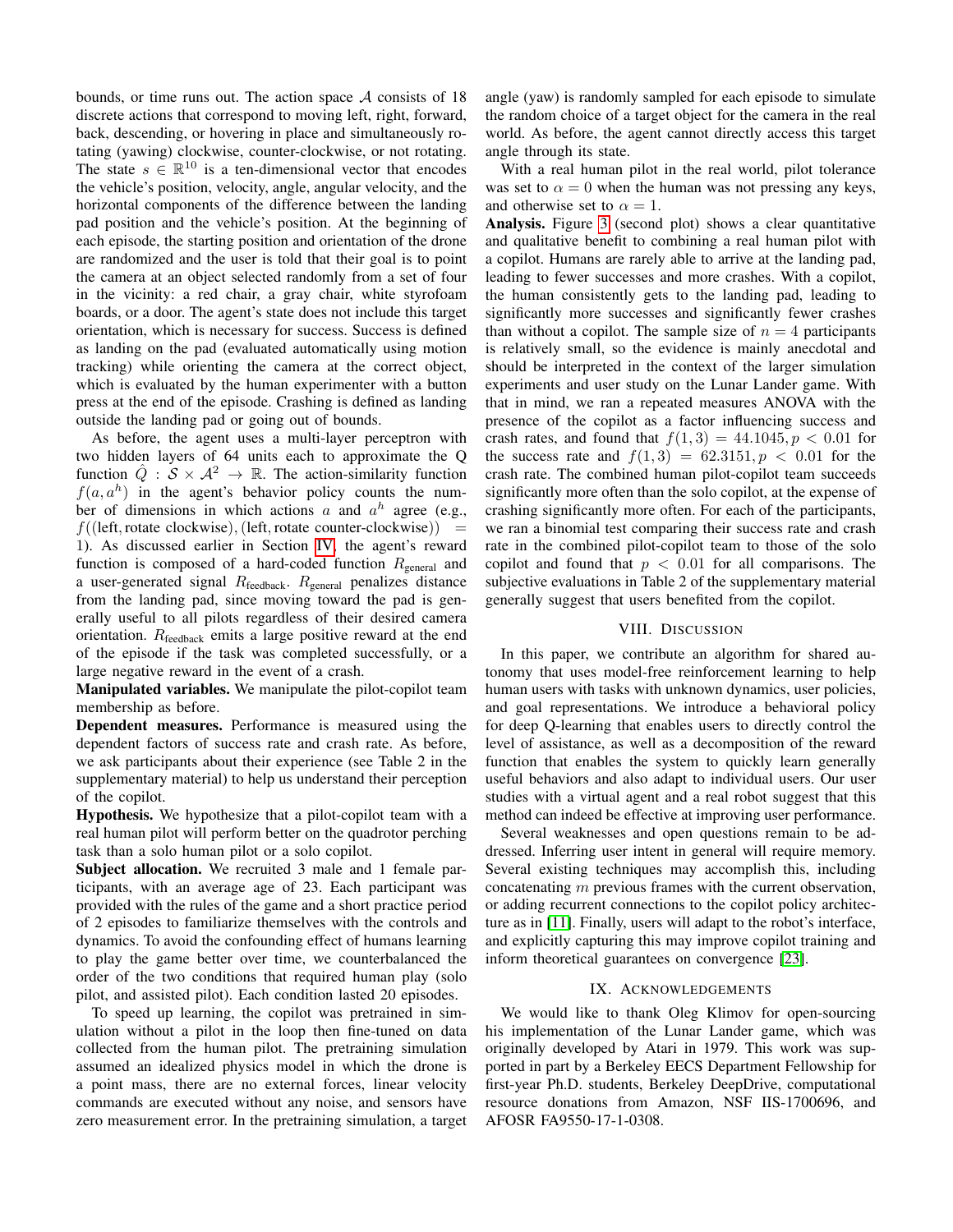bounds, or time runs out. The action space $\mathcal{A}$ consists of 18 discrete actions that correspond to moving left, right, forward, back, descending, or hovering in place and simultaneously rotating (yawing) clockwise, counter-clockwise, or not rotating. The state $s \in \mathbb{R}^{10}$ is a ten-dimensional vector that encodes the vehicle's position, velocity, angle, angular velocity, and the horizontal components of the difference between the landing pad position and the vehicle's position. At the beginning of each episode, the starting position and orientation of the drone are randomized and the user is told that their goal is to point the camera at an object selected randomly from a set of four in the vicinity: a red chair, a gray chair, white styrofoam boards, or a door. The agent's state does not include this target orientation, which is necessary for success. Success is defined as landing on the pad (evaluated automatically using motion tracking) while orienting the camera at the correct object, which is evaluated by the human experimenter with a button press at the end of the episode. Crashing is defined as landing outside the landing pad or going out of bounds.

As before, the agent uses a multi-layer perceptron with two hidden layers of 64 units each to approximate the Q function $\hat{Q} : \mathcal{S} \times \mathcal{A}^2 \rightarrow \mathbb{R}$. The action-similarity function $f(a, a^h)$ in the agent's behavior policy counts the number of dimensions in which actions $a$ and $a^h$ agree (e.g., $f((\text{left}, \text{rotate clockwise}), (\text{left}, \text{rotate counter-clockwise})) = 1$). As discussed earlier in Section IV, the agent's reward function is composed of a hard-coded function $R_{\text{general}}$ and a user-generated signal $R_{\text{feedback}}$. $R_{\text{general}}$ penalizes distance from the landing pad, since moving toward the pad is generally useful to all pilots regardless of their desired camera orientation. $R_{\text{feedback}}$ emits a large positive reward at the end of the episode if the task was completed successfully, or a large negative reward in the event of a crash.

**Manipulated variables.** We manipulate the pilot-copilot team membership as before.

**Dependent measures.** Performance is measured using the dependent factors of success rate and crash rate. As before, we ask participants about their experience (see Table 2 in the supplementary material) to help us understand their perception of the copilot.

**Hypothesis.** We hypothesize that a pilot-copilot team with a real human pilot will perform better on the quadrotor perching task than a solo human pilot or a solo copilot.

**Subject allocation.** We recruited 3 male and 1 female participants, with an average age of 23. Each participant was provided with the rules of the game and a short practice period of 2 episodes to familiarize themselves with the controls and dynamics. To avoid the confounding effect of humans learning to play the game better over time, we counterbalanced the order of the two conditions that required human play (solo pilot, and assisted pilot). Each condition lasted 20 episodes.

To speed up learning, the copilot was pretrained in simulation without a pilot in the loop then fine-tuned on data collected from the human pilot. The pretraining simulation assumed an idealized physics model in which the drone is a point mass, there are no external forces, linear velocity commands are executed without any noise, and sensors have zero measurement error. In the pretraining simulation, a target angle (yaw) is randomly sampled for each episode to simulate the random choice of a target object for the camera in the real world. As before, the agent cannot directly access this target angle through its state.

With a real human pilot in the real world, pilot tolerance was set to $\alpha = 0$ when the human was not pressing any keys, and otherwise set to $\alpha = 1$.

**Analysis.** Figure 3 (second plot) shows a clear quantitative and qualitative benefit to combining a real human pilot with a copilot. Humans are rarely able to arrive at the landing pad, leading to fewer successes and more crashes. With a copilot, the human consistently gets to the landing pad, leading to significantly more successes and significantly fewer crashes than without a copilot. The sample size of $n = 4$ participants is relatively small, so the evidence is mainly anecdotal and should be interpreted in the context of the larger simulation experiments and user study on the Lunar Lander game. With that in mind, we ran a repeated measures ANOVA with the presence of the copilot as a factor influencing success and crash rates, and found that $f(1, 3) = 44.1045, p < 0.01$ for the success rate and $f(1, 3) = 62.3151, p < 0.01$ for the crash rate. The combined human pilot-copilot team succeeds significantly more often than the solo copilot, at the expense of crashing significantly more often. For each of the participants, we ran a binomial test comparing their success rate and crash rate in the combined pilot-copilot team to those of the solo copilot and found that $p < 0.01$ for all comparisons. The subjective evaluations in Table 2 of the supplementary material generally suggest that users benefited from the copilot.

## VIII. Discussion

In this paper, we contribute an algorithm for shared autonomy that uses model-free reinforcement learning to help human users with tasks with unknown dynamics, user policies, and goal representations. We introduce a behavioral policy for deep Q-learning that enables users to directly control the level of assistance, as well as a decomposition of the reward function that enables the system to quickly learn generally useful behaviors and also adapt to individual users. Our user studies with a virtual agent and a real robot suggest that this method can indeed be effective at improving user performance.

Several weaknesses and open questions remain to be addressed. Inferring user intent in general will require memory. Several existing techniques may accomplish this, including concatenating $m$ previous frames with the current observation, or adding recurrent connections to the copilot policy architecture as in [11]. Finally, users will adapt to the robot's interface, and explicitly capturing this may improve copilot training and inform theoretical guarantees on convergence [23].

## IX. Acknowledgements

We would like to thank Oleg Klimov for open-sourcing his implementation of the Lunar Lander game, which was originally developed by Atari in 1979. This work was supported in part by a Berkeley EECS Department Fellowship for first-year Ph.D. students, Berkeley DeepDrive, computational resource donations from Amazon, NSF IIS-1700696, and AFOSR FA9550-17-1-0308.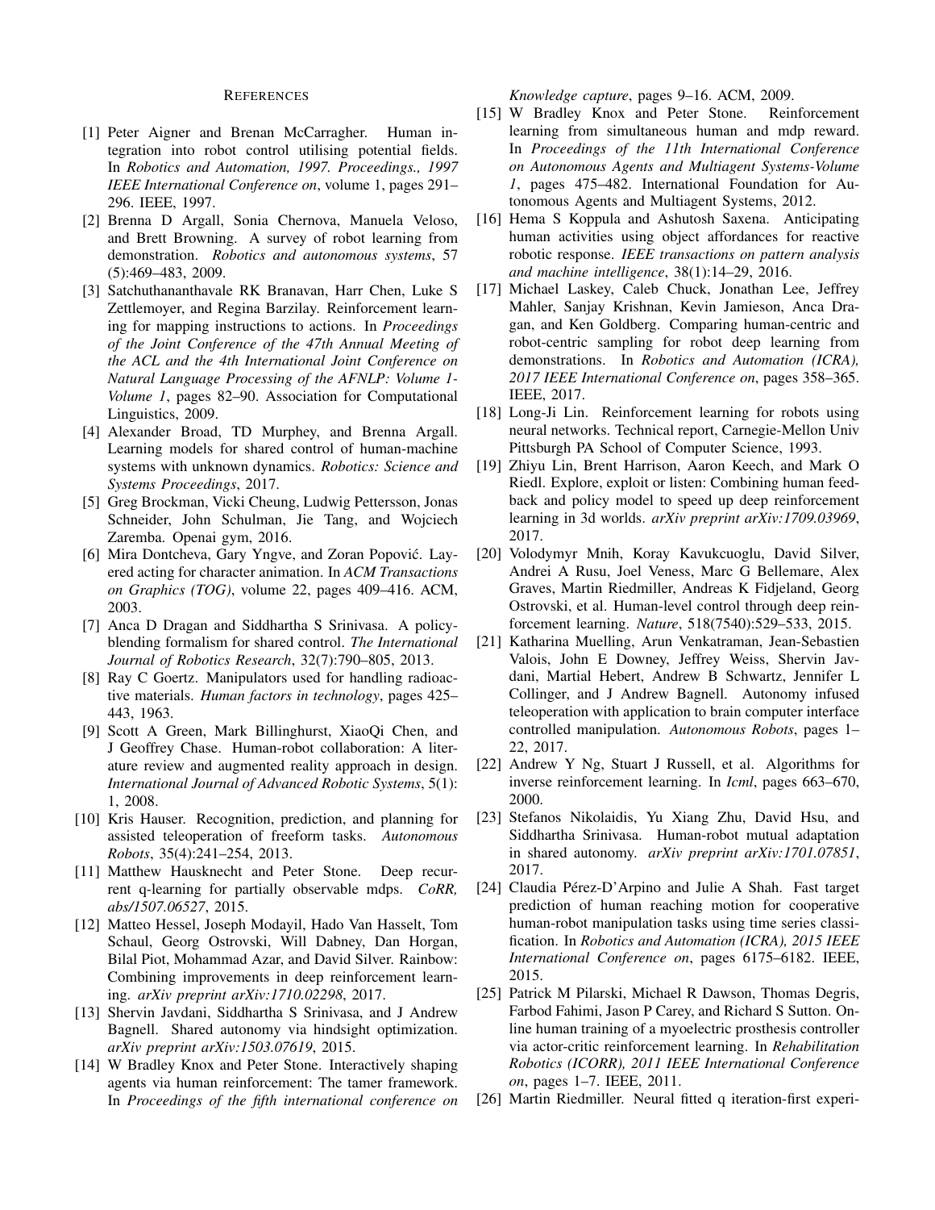## References

[1] Peter Aigner and Brenan McCarragher. Human integration into robot control utilising potential fields. In *Robotics and Automation, 1997. Proceedings., 1997 IEEE International Conference on*, volume 1, pages 291–296. IEEE, 1997.

[2] Brenna D Argall, Sonia Chernova, Manuela Veloso, and Brett Browning. A survey of robot learning from demonstration. *Robotics and autonomous systems*, 57 (5):469–483, 2009.

[3] Satchuthananthavale RK Branavan, Harr Chen, Luke S Zettlemoyer, and Regina Barzilay. Reinforcement learning for mapping instructions to actions. In *Proceedings of the Joint Conference of the 47th Annual Meeting of the ACL and the 4th International Joint Conference on Natural Language Processing of the AFNLP: Volume 1-Volume 1*, pages 82–90. Association for Computational Linguistics, 2009.

[4] Alexander Broad, TD Murphey, and Brenna Argall. Learning models for shared control of human-machine systems with unknown dynamics. *Robotics: Science and Systems Proceedings*, 2017.

[5] Greg Brockman, Vicki Cheung, Ludwig Pettersson, Jonas Schneider, John Schulman, Jie Tang, and Wojciech Zaremba. Openai gym, 2016.

[6] Mira Dontcheva, Gary Yngve, and Zoran Popović. Layered acting for character animation. In *ACM Transactions on Graphics (TOG)*, volume 22, pages 409–416. ACM, 2003.

[7] Anca D Dragan and Siddhartha S Srinivasa. A policy-blending formalism for shared control. *The International Journal of Robotics Research*, 32(7):790–805, 2013.

[8] Ray C Goertz. Manipulators used for handling radioactive materials. *Human factors in technology*, pages 425–443, 1963.

[9] Scott A Green, Mark Billinghurst, XiaoQi Chen, and J Geoffrey Chase. Human-robot collaboration: A literature review and augmented reality approach in design. *International Journal of Advanced Robotic Systems*, 5(1): 1, 2008.

[10] Kris Hauser. Recognition, prediction, and planning for assisted teleoperation of freeform tasks. *Autonomous Robots*, 35(4):241–254, 2013.

[11] Matthew Hausknecht and Peter Stone. Deep recurrent q-learning for partially observable mdps. *CoRR, abs/1507.06527*, 2015.

[12] Matteo Hessel, Joseph Modayil, Hado Van Hasselt, Tom Schaul, Georg Ostrovski, Will Dabney, Dan Horgan, Bilal Piot, Mohammad Azar, and David Silver. Rainbow: Combining improvements in deep reinforcement learning. *arXiv preprint arXiv:1710.02298*, 2017.

[13] Shervin Javdani, Siddhartha S Srinivasa, and J Andrew Bagnell. Shared autonomy via hindsight optimization. *arXiv preprint arXiv:1503.07619*, 2015.

[14] W Bradley Knox and Peter Stone. Interactively shaping agents via human reinforcement: The tamer framework. In *Proceedings of the fifth international conference on Knowledge capture*, pages 9–16. ACM, 2009.

[15] W Bradley Knox and Peter Stone. Reinforcement learning from simultaneous human and mdp reward. In *Proceedings of the 11th International Conference on Autonomous Agents and Multiagent Systems-Volume 1*, pages 475–482. International Foundation for Autonomous Agents and Multiagent Systems, 2012.

[16] Hema S Koppula and Ashutosh Saxena. Anticipating human activities using object affordances for reactive robotic response. *IEEE transactions on pattern analysis and machine intelligence*, 38(1):14–29, 2016.

[17] Michael Laskey, Caleb Chuck, Jonathan Lee, Jeffrey Mahler, Sanjay Krishnan, Kevin Jamieson, Anca Dragan, and Ken Goldberg. Comparing human-centric and robot-centric sampling for robot deep learning from demonstrations. In *Robotics and Automation (ICRA), 2017 IEEE International Conference on*, pages 358–365. IEEE, 2017.

[18] Long-Ji Lin. Reinforcement learning for robots using neural networks. Technical report, Carnegie-Mellon Univ Pittsburgh PA School of Computer Science, 1993.

[19] Zhiyu Lin, Brent Harrison, Aaron Keech, and Mark O Riedl. Explore, exploit or listen: Combining human feedback and policy model to speed up deep reinforcement learning in 3d worlds. *arXiv preprint arXiv:1709.03969*, 2017.

[20] Volodymyr Mnih, Koray Kavukcuoglu, David Silver, Andrei A Rusu, Joel Veness, Marc G Bellemare, Alex Graves, Martin Riedmiller, Andreas K Fidjeland, Georg Ostrovski, et al. Human-level control through deep reinforcement learning. *Nature*, 518(7540):529–533, 2015.

[21] Katharina Muelling, Arun Venkatraman, Jean-Sebastien Valois, John E Downey, Jeffrey Weiss, Shervin Javdani, Martial Hebert, Andrew B Schwartz, Jennifer L Collinger, and J Andrew Bagnell. Autonomy infused teleoperation with application to brain computer interface controlled manipulation. *Autonomous Robots*, pages 1–22, 2017.

[22] Andrew Y Ng, Stuart J Russell, et al. Algorithms for inverse reinforcement learning. In *Icml*, pages 663–670, 2000.

[23] Stefanos Nikolaidis, Yu Xiang Zhu, David Hsu, and Siddhartha Srinivasa. Human-robot mutual adaptation in shared autonomy. *arXiv preprint arXiv:1701.07851*, 2017.

[24] Claudia Pérez-D'Arpino and Julie A Shah. Fast target prediction of human reaching motion for cooperative human-robot manipulation tasks using time series classification. In *Robotics and Automation (ICRA), 2015 IEEE International Conference on*, pages 6175–6182. IEEE, 2015.

[25] Patrick M Pilarski, Michael R Dawson, Thomas Degris, Farbod Fahimi, Jason P Carey, and Richard S Sutton. Online human training of a myoelectric prosthesis controller via actor-critic reinforcement learning. In *Rehabilitation Robotics (ICORR), 2011 IEEE International Conference on*, pages 1–7. IEEE, 2011.

[26] Martin Riedmiller. Neural fitted q iteration-first experi-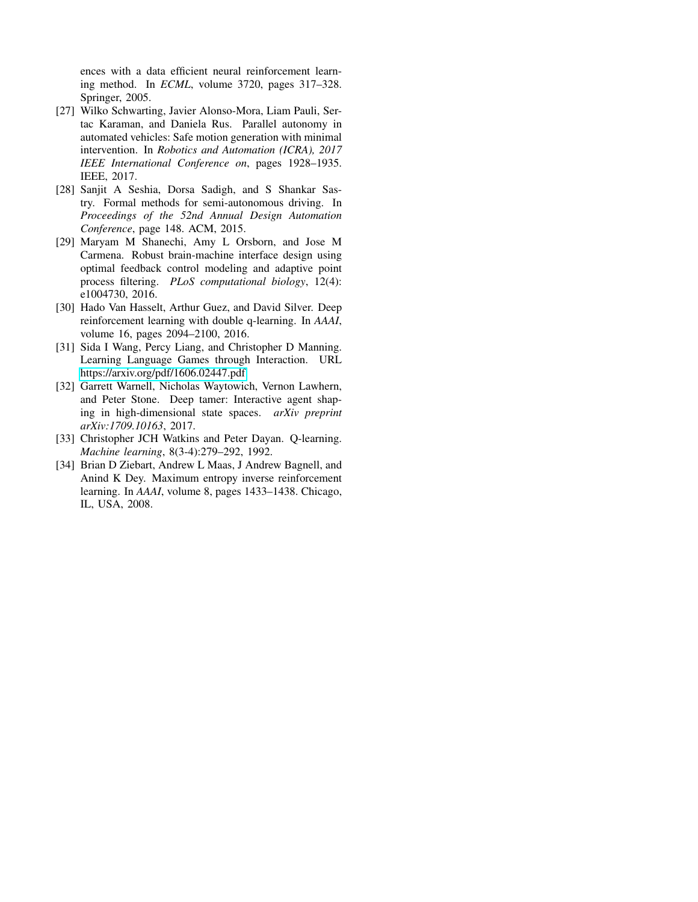ences with a data efficient neural reinforcement learning method. In *ECML*, volume 3720, pages 317–328. Springer, 2005.

[27] Wilko Schwarting, Javier Alonso-Mora, Liam Pauli, Sertac Karaman, and Daniela Rus. Parallel autonomy in automated vehicles: Safe motion generation with minimal intervention. In *Robotics and Automation (ICRA), 2017 IEEE International Conference on*, pages 1928–1935. IEEE, 2017.

[28] Sanjit A Seshia, Dorsa Sadigh, and S Shankar Sastry. Formal methods for semi-autonomous driving. In *Proceedings of the 52nd Annual Design Automation Conference*, page 148. ACM, 2015.

[29] Maryam M Shanechi, Amy L Orsborn, and Jose M Carmena. Robust brain-machine interface design using optimal feedback control modeling and adaptive point process filtering. *PLoS computational biology*, 12(4): e1004730, 2016.

[30] Hado Van Hasselt, Arthur Guez, and David Silver. Deep reinforcement learning with double q-learning. In *AAAI*, volume 16, pages 2094–2100, 2016.

[31] Sida I Wang, Percy Liang, and Christopher D Manning. Learning Language Games through Interaction. URL https://arxiv.org/pdf/1606.02447.pdf.

[32] Garrett Warnell, Nicholas Waytowich, Vernon Lawhern, and Peter Stone. Deep tamer: Interactive agent shaping in high-dimensional state spaces. *arXiv preprint arXiv:1709.10163*, 2017.

[33] Christopher JCH Watkins and Peter Dayan. Q-learning. *Machine learning*, 8(3-4):279–292, 1992.

[34] Brian D Ziebart, Andrew L Maas, J Andrew Bagnell, and Anind K Dey. Maximum entropy inverse reinforcement learning. In *AAAI*, volume 8, pages 1433–1438. Chicago, IL, USA, 2008.